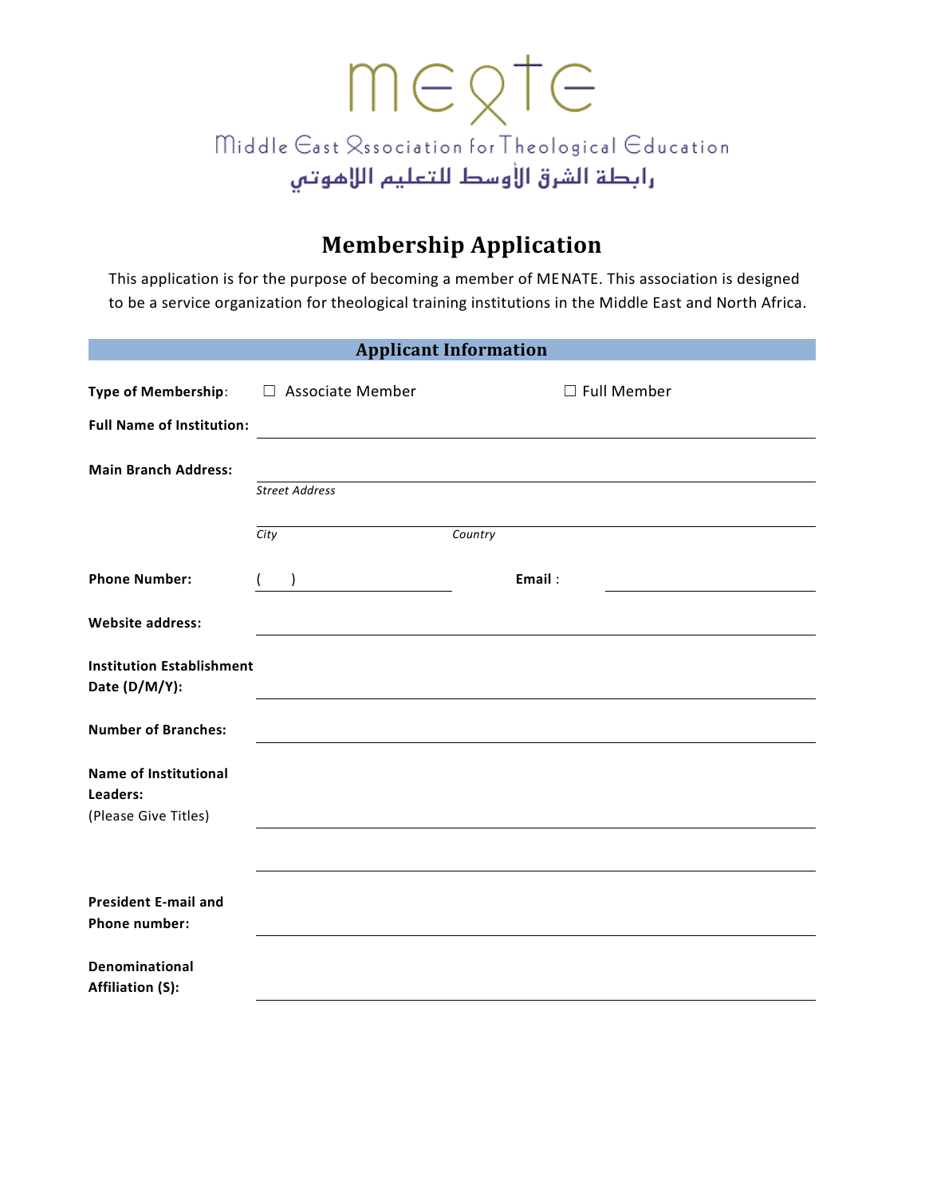# meate

Middle East Association for Theological Education

رابطة الشرق الأوسط للتعليم اللاهوتي

## Membership Application

This application is for the purpose of becoming a member of MENATE. This association is designed to be a service organization for theological training institutions in the Middle East and North Africa.

### Applicant Information

**Type of Membership**: ☐ Associate Member ☐ Full Member

**Full Name of Institution:** ______________________________

**Main Branch Address:** ______________________________

*Street Address*

______________________________

*City* *Country*

**Phone Number:** (    ) ______________ **Email** : ______________

**Website address:** ______________________________

**Institution Establishment Date (D/M/Y):** ______________________________

**Number of Branches:** ______________________________

**Name of Institutional Leaders:**
(Please Give Titles) ______________________________

______________________________

**President E-mail and Phone number:** ______________________________

**Denominational Affiliation (S):** ______________________________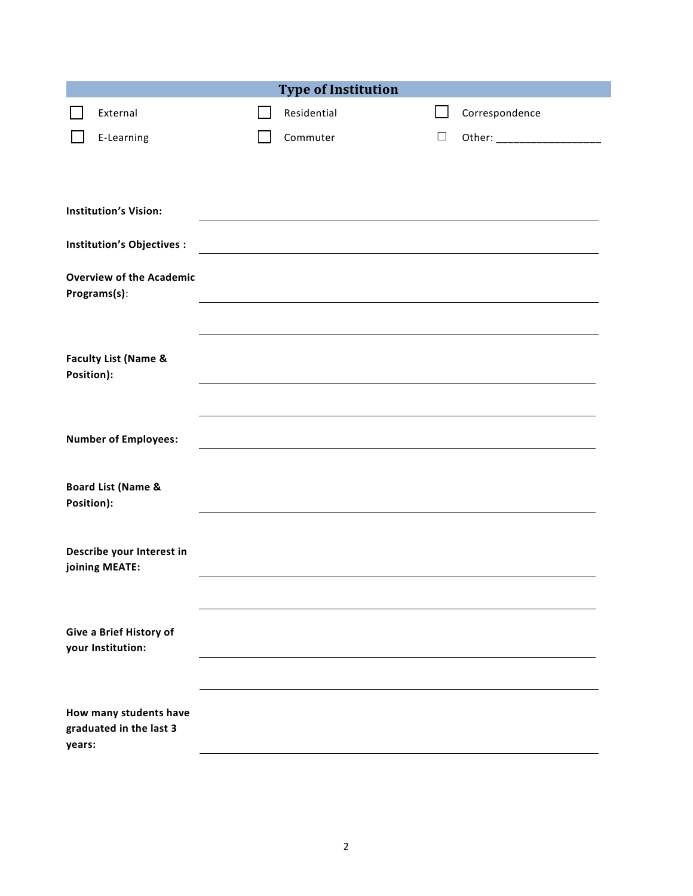## Type of Institution

| | | |
|---|---|---|
| ☐ External | ☐ Residential | ☐ Correspondence |
| ☐ E-Learning | ☐ Commuter | ☐ Other: ________________ |

**Institution's Vision:** ____________________________________________

**Institution's Objectives :** ____________________________________________

**Overview of the Academic Programs(s)**: ____________________________________________

____________________________________________

**Faculty List (Name & Position):** ____________________________________________

____________________________________________

**Number of Employees:** ____________________________________________

**Board List (Name & Position):** ____________________________________________

**Describe your Interest in joining MEATE:** ____________________________________________

____________________________________________

**Give a Brief History of your Institution:** ____________________________________________

____________________________________________

**How many students have graduated in the last 3 years:** ____________________________________________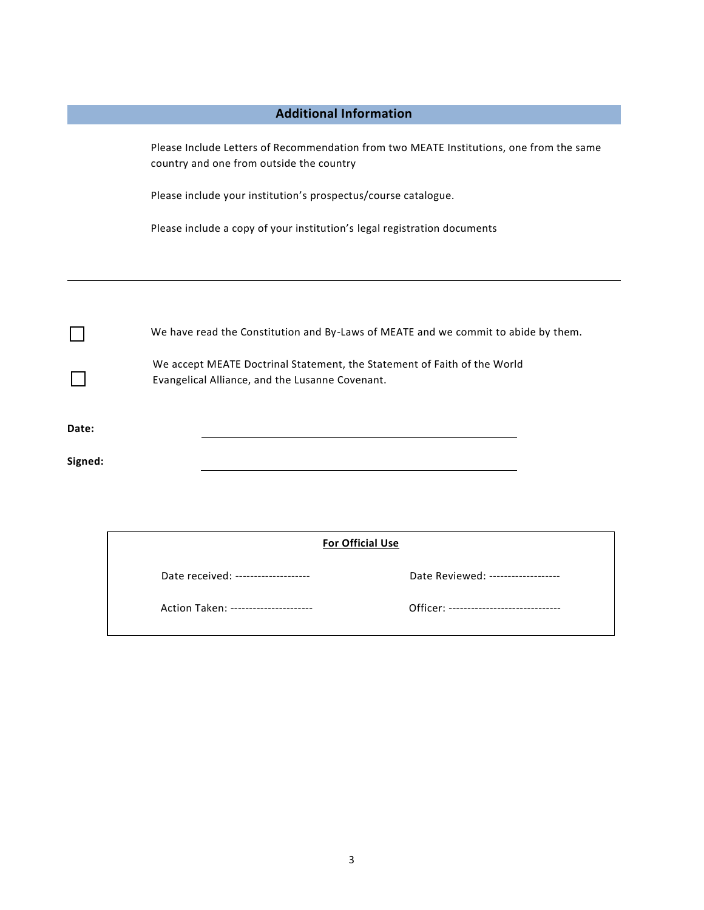## Additional Information

Please Include Letters of Recommendation from two MEATE Institutions, one from the same country and one from outside the country

Please include your institution's prospectus/course catalogue.

Please include a copy of your institution's legal registration documents

---

☐ We have read the Constitution and By-Laws of MEATE and we commit to abide by them.

☐ We accept MEATE Doctrinal Statement, the Statement of Faith of the World Evangelical Alliance, and the Lusanne Covenant.

**Date:** ______________________________

**Signed:** ______________________________

**For Official Use**

Date received: --------------------

Date Reviewed: -------------------

Action Taken: ----------------------

Officer: ------------------------------